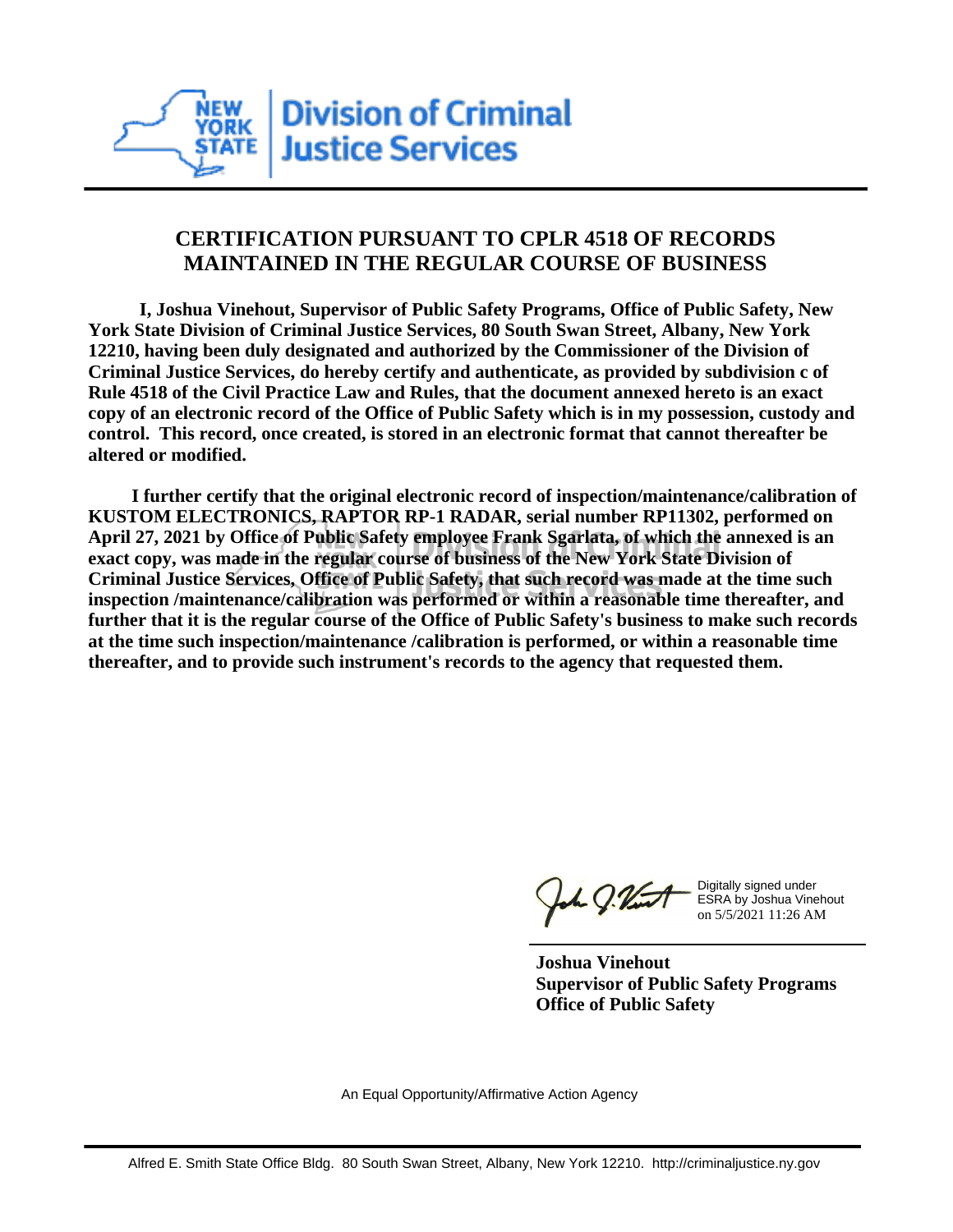New York State Division of Criminal Justice Services

## CERTIFICATION PURSUANT TO CPLR 4518 OF RECORDS MAINTAINED IN THE REGULAR COURSE OF BUSINESS

**I, Joshua Vinehout, Supervisor of Public Safety Programs, Office of Public Safety, New York State Division of Criminal Justice Services, 80 South Swan Street, Albany, New York 12210, having been duly designated and authorized by the Commissioner of the Division of Criminal Justice Services, do hereby certify and authenticate, as provided by subdivision c of Rule 4518 of the Civil Practice Law and Rules, that the document annexed hereto is an exact copy of an electronic record of the Office of Public Safety which is in my possession, custody and control. This record, once created, is stored in an electronic format that cannot thereafter be altered or modified.**

**I further certify that the original electronic record of inspection/maintenance/calibration of KUSTOM ELECTRONICS, RAPTOR RP-1 RADAR, serial number RP11302, performed on April 27, 2021 by Office of Public Safety employee Frank Sgarlata, of which the annexed is an exact copy, was made in the regular course of business of the New York State Division of Criminal Justice Services, Office of Public Safety, that such record was made at the time such inspection /maintenance/calibration was performed or within a reasonable time thereafter, and further that it is the regular course of the Office of Public Safety's business to make such records at the time such inspection/maintenance /calibration is performed, or within a reasonable time thereafter, and to provide such instrument's records to the agency that requested them.**

Digitally signed under ESRA by Joshua Vinehout on 5/5/2021 11:26 AM

**Joshua Vinehout**
**Supervisor of Public Safety Programs**
**Office of Public Safety**

An Equal Opportunity/Affirmative Action Agency

Alfred E. Smith State Office Bldg. 80 South Swan Street, Albany, New York 12210. http://criminaljustice.ny.gov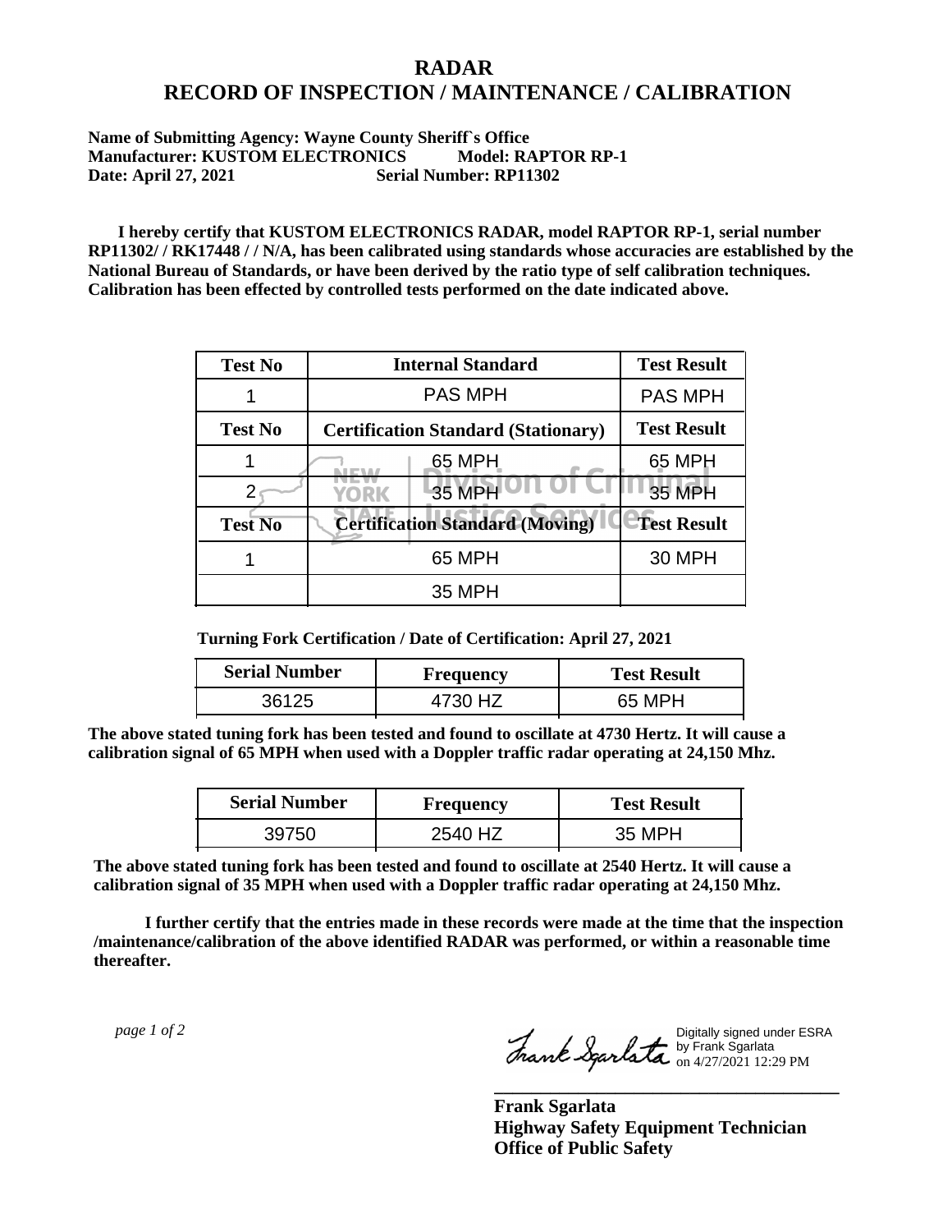# RADAR
# RECORD OF INSPECTION / MAINTENANCE / CALIBRATION

**Name of Submitting Agency: Wayne County Sheriff`s Office**
**Manufacturer: KUSTOM ELECTRONICS Model: RAPTOR RP-1**
**Date: April 27, 2021 Serial Number: RP11302**

**I hereby certify that KUSTOM ELECTRONICS RADAR, model RAPTOR RP-1, serial number RP11302/ / RK17448 / / N/A, has been calibrated using standards whose accuracies are established by the National Bureau of Standards, or have been derived by the ratio type of self calibration techniques. Calibration has been effected by controlled tests performed on the date indicated above.**

| Test No | Internal Standard | Test Result |
|---|---|---|
| 1 | PAS MPH | PAS MPH |
| **Test No** | **Certification Standard (Stationary)** | **Test Result** |
| 1 | 65 MPH | 65 MPH |
| 2 | 35 MPH | 35 MPH |
| **Test No** | **Certification Standard (Moving)** | **Test Result** |
| 1 | 65 MPH | 30 MPH |
| | 35 MPH | |

**Turning Fork Certification / Date of Certification: April 27, 2021**

| Serial Number | Frequency | Test Result |
|---|---|---|
| 36125 | 4730 HZ | 65 MPH |

**The above stated tuning fork has been tested and found to oscillate at 4730 Hertz. It will cause a calibration signal of 65 MPH when used with a Doppler traffic radar operating at 24,150 Mhz.**

| Serial Number | Frequency | Test Result |
|---|---|---|
| 39750 | 2540 HZ | 35 MPH |

**The above stated tuning fork has been tested and found to oscillate at 2540 Hertz. It will cause a calibration signal of 35 MPH when used with a Doppler traffic radar operating at 24,150 Mhz.**

**I further certify that the entries made in these records were made at the time that the inspection /maintenance/calibration of the above identified RADAR was performed, or within a reasonable time thereafter.**

Digitally signed under ESRA by Frank Sgarlata on 4/27/2021 12:29 PM

**Frank Sgarlata**
**Highway Safety Equipment Technician**
**Office of Public Safety**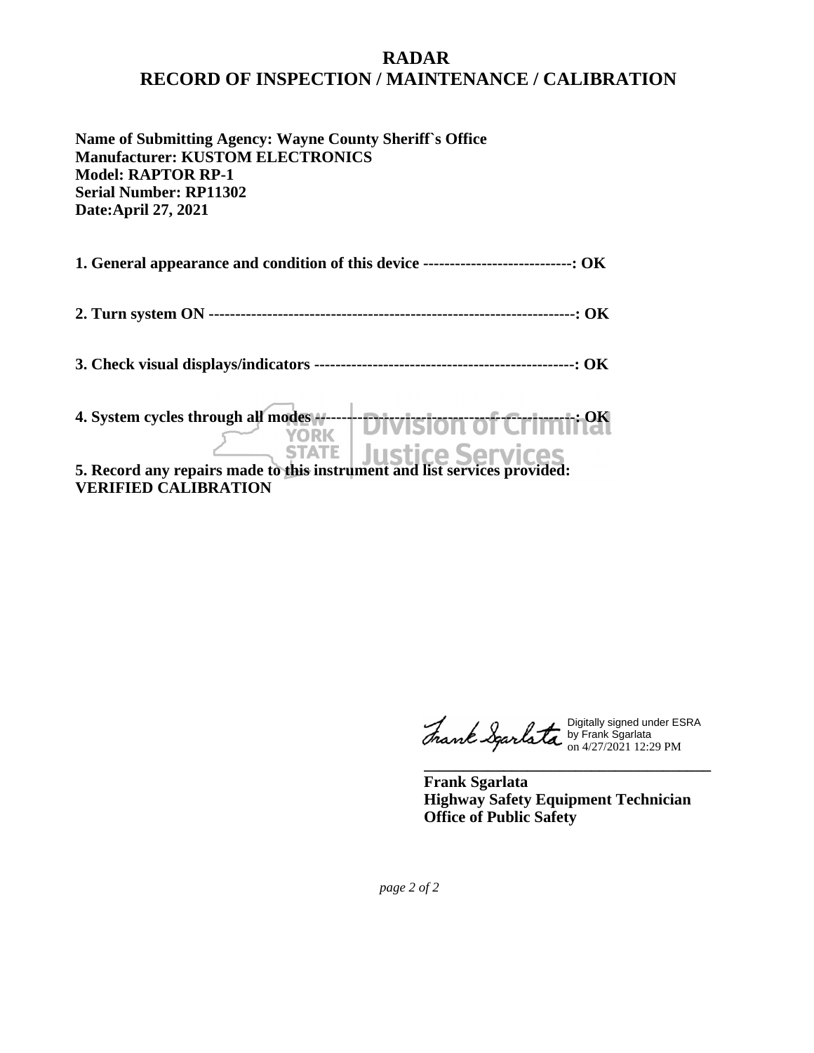# RADAR
# RECORD OF INSPECTION / MAINTENANCE / CALIBRATION

**Name of Submitting Agency: Wayne County Sheriff`s Office**
**Manufacturer: KUSTOM ELECTRONICS**
**Model: RAPTOR RP-1**
**Serial Number: RP11302**
**Date:April 27, 2021**

**1. General appearance and condition of this device ----------------------------: OK**

**2. Turn system ON ------------------------------------------------------------------: OK**

**3. Check visual displays/indicators -------------------------------------------------: OK**

**4. System cycles through all modes ------------------------------------------------: OK**

**5. Record any repairs made to this instrument and list services provided:**
**VERIFIED CALIBRATION**

Digitally signed under ESRA by Frank Sgarlata on 4/27/2021 12:29 PM

**Frank Sgarlata**
**Highway Safety Equipment Technician**
**Office of Public Safety**